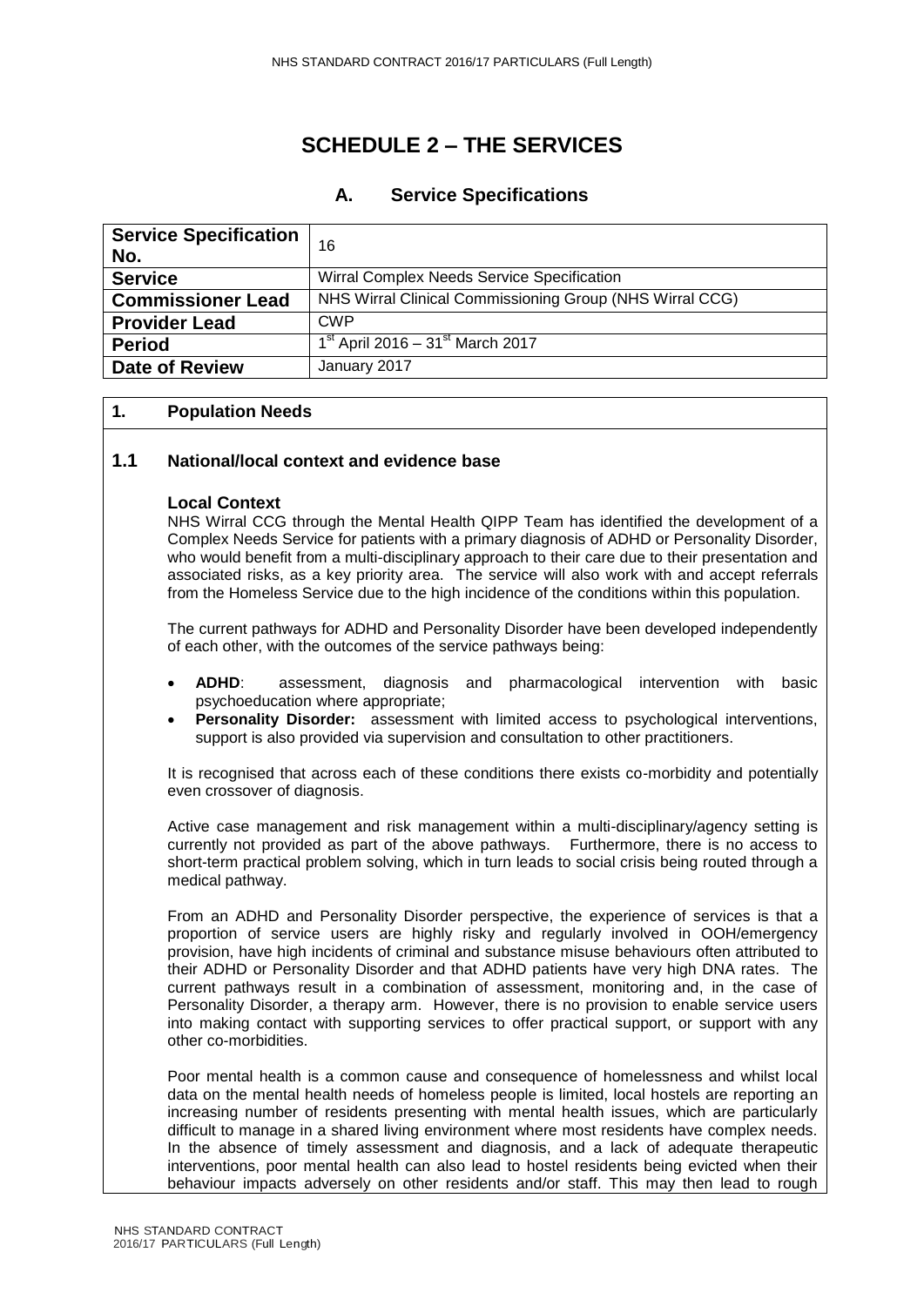# SCHEDULE 2 – THE SERVICES

## A. Service Specifications

| Service Specification No. | 16 |
|---|---|
| **Service** | Wirral Complex Needs Service Specification |
| **Commissioner Lead** | NHS Wirral Clinical Commissioning Group (NHS Wirral CCG) |
| **Provider Lead** | CWP |
| **Period** | 1st April 2016 – 31st March 2017 |
| **Date of Review** | January 2017 |

## 1. Population Needs

### 1.1 National/local context and evidence base

**Local Context**

NHS Wirral CCG through the Mental Health QIPP Team has identified the development of a Complex Needs Service for patients with a primary diagnosis of ADHD or Personality Disorder, who would benefit from a multi-disciplinary approach to their care due to their presentation and associated risks, as a key priority area. The service will also work with and accept referrals from the Homeless Service due to the high incidence of the conditions within this population.

The current pathways for ADHD and Personality Disorder have been developed independently of each other, with the outcomes of the service pathways being:

- **ADHD**: assessment, diagnosis and pharmacological intervention with basic psychoeducation where appropriate;
- **Personality Disorder:** assessment with limited access to psychological interventions, support is also provided via supervision and consultation to other practitioners.

It is recognised that across each of these conditions there exists co-morbidity and potentially even crossover of diagnosis.

Active case management and risk management within a multi-disciplinary/agency setting is currently not provided as part of the above pathways. Furthermore, there is no access to short-term practical problem solving, which in turn leads to social crisis being routed through a medical pathway.

From an ADHD and Personality Disorder perspective, the experience of services is that a proportion of service users are highly risky and regularly involved in OOH/emergency provision, have high incidents of criminal and substance misuse behaviours often attributed to their ADHD or Personality Disorder and that ADHD patients have very high DNA rates. The current pathways result in a combination of assessment, monitoring and, in the case of Personality Disorder, a therapy arm. However, there is no provision to enable service users into making contact with supporting services to offer practical support, or support with any other co-morbidities.

Poor mental health is a common cause and consequence of homelessness and whilst local data on the mental health needs of homeless people is limited, local hostels are reporting an increasing number of residents presenting with mental health issues, which are particularly difficult to manage in a shared living environment where most residents have complex needs. In the absence of timely assessment and diagnosis, and a lack of adequate therapeutic interventions, poor mental health can also lead to hostel residents being evicted when their behaviour impacts adversely on other residents and/or staff. This may then lead to rough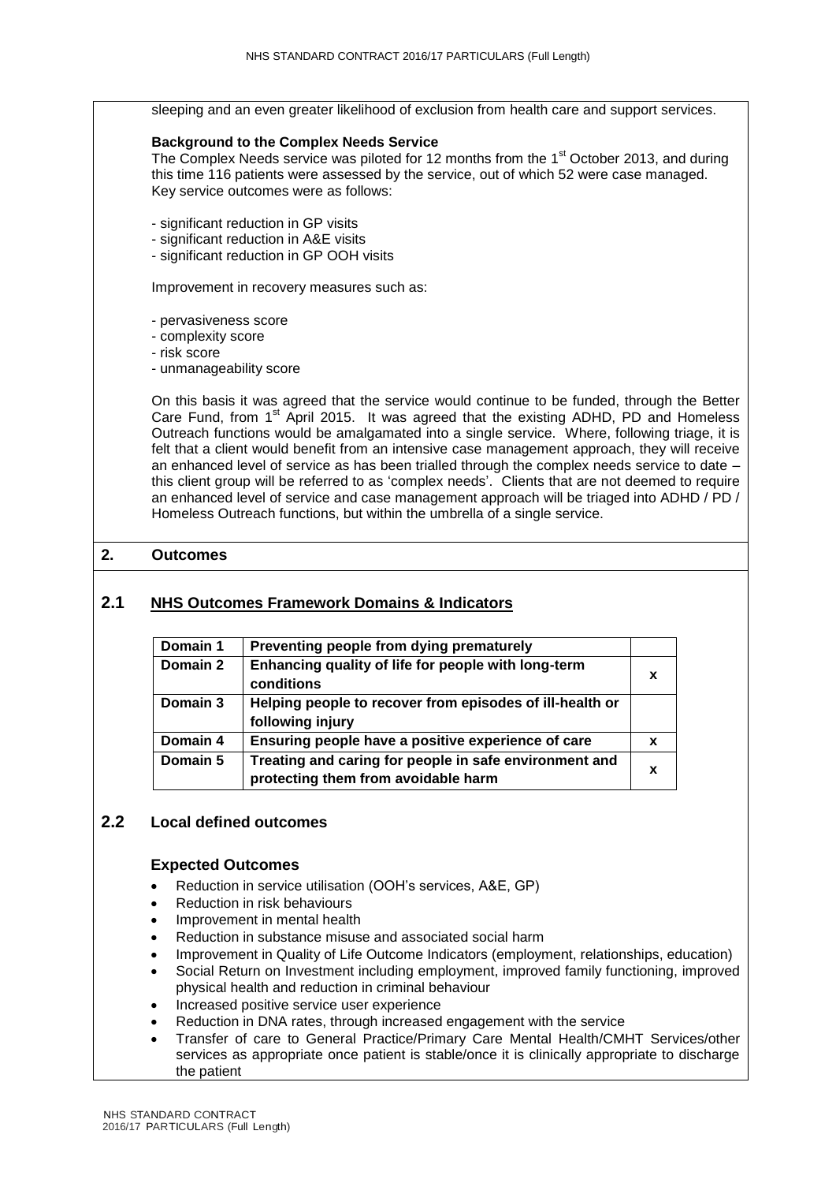sleeping and an even greater likelihood of exclusion from health care and support services.

**Background to the Complex Needs Service**

The Complex Needs service was piloted for 12 months from the 1st October 2013, and during this time 116 patients were assessed by the service, out of which 52 were case managed. Key service outcomes were as follows:

- significant reduction in GP visits
- significant reduction in A&E visits
- significant reduction in GP OOH visits

Improvement in recovery measures such as:

- pervasiveness score
- complexity score
- risk score
- unmanageability score

On this basis it was agreed that the service would continue to be funded, through the Better Care Fund, from 1st April 2015. It was agreed that the existing ADHD, PD and Homeless Outreach functions would be amalgamated into a single service. Where, following triage, it is felt that a client would benefit from an intensive case management approach, they will receive an enhanced level of service as has been trialled through the complex needs service to date – this client group will be referred to as 'complex needs'. Clients that are not deemed to require an enhanced level of service and case management approach will be triaged into ADHD / PD / Homeless Outreach functions, but within the umbrella of a single service.

## 2. Outcomes

### 2.1 NHS Outcomes Framework Domains & Indicators

| | | |
|---|---|---|
| **Domain 1** | **Preventing people from dying prematurely** | |
| **Domain 2** | **Enhancing quality of life for people with long-term conditions** | x |
| **Domain 3** | **Helping people to recover from episodes of ill-health or following injury** | |
| **Domain 4** | **Ensuring people have a positive experience of care** | x |
| **Domain 5** | **Treating and caring for people in safe environment and protecting them from avoidable harm** | x |

### 2.2 Local defined outcomes

**Expected Outcomes**

- Reduction in service utilisation (OOH's services, A&E, GP)
- Reduction in risk behaviours
- Improvement in mental health
- Reduction in substance misuse and associated social harm
- Improvement in Quality of Life Outcome Indicators (employment, relationships, education)
- Social Return on Investment including employment, improved family functioning, improved physical health and reduction in criminal behaviour
- Increased positive service user experience
- Reduction in DNA rates, through increased engagement with the service
- Transfer of care to General Practice/Primary Care Mental Health/CMHT Services/other services as appropriate once patient is stable/once it is clinically appropriate to discharge the patient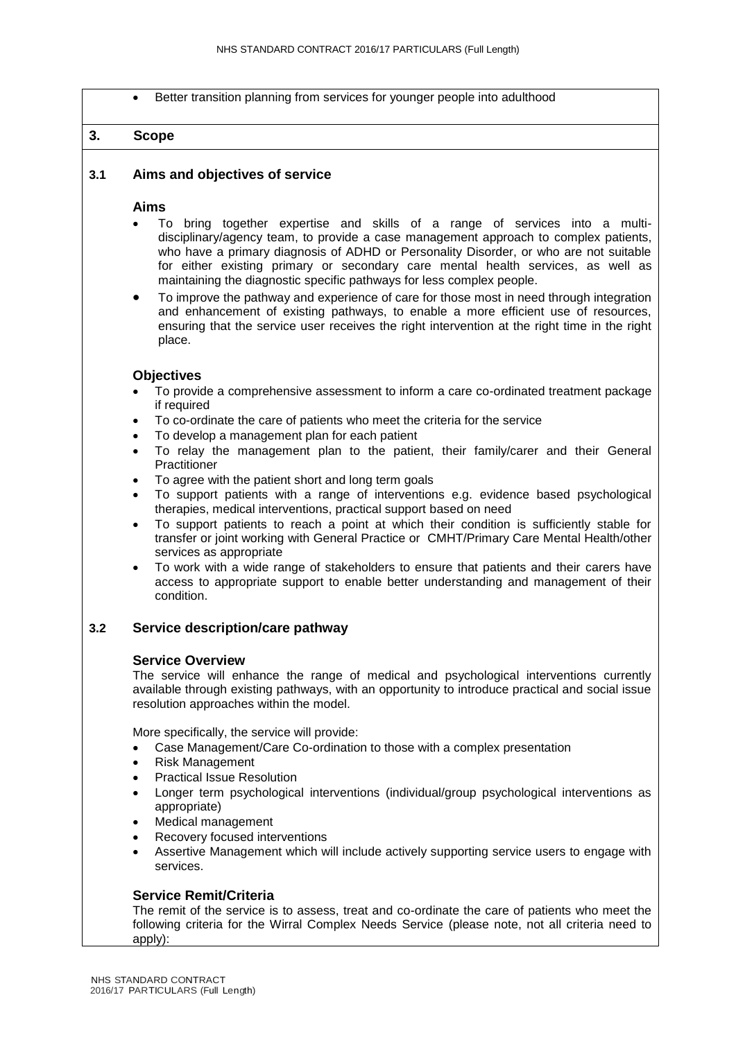- Better transition planning from services for younger people into adulthood

## 3. Scope

### 3.1 Aims and objectives of service

**Aims**

- To bring together expertise and skills of a range of services into a multi-disciplinary/agency team, to provide a case management approach to complex patients, who have a primary diagnosis of ADHD or Personality Disorder, or who are not suitable for either existing primary or secondary care mental health services, as well as maintaining the diagnostic specific pathways for less complex people.
- To improve the pathway and experience of care for those most in need through integration and enhancement of existing pathways, to enable a more efficient use of resources, ensuring that the service user receives the right intervention at the right time in the right place.

**Objectives**

- To provide a comprehensive assessment to inform a care co-ordinated treatment package if required
- To co-ordinate the care of patients who meet the criteria for the service
- To develop a management plan for each patient
- To relay the management plan to the patient, their family/carer and their General Practitioner
- To agree with the patient short and long term goals
- To support patients with a range of interventions e.g. evidence based psychological therapies, medical interventions, practical support based on need
- To support patients to reach a point at which their condition is sufficiently stable for transfer or joint working with General Practice or CMHT/Primary Care Mental Health/other services as appropriate
- To work with a wide range of stakeholders to ensure that patients and their carers have access to appropriate support to enable better understanding and management of their condition.

### 3.2 Service description/care pathway

**Service Overview**

The service will enhance the range of medical and psychological interventions currently available through existing pathways, with an opportunity to introduce practical and social issue resolution approaches within the model.

More specifically, the service will provide:

- Case Management/Care Co-ordination to those with a complex presentation
- Risk Management
- Practical Issue Resolution
- Longer term psychological interventions (individual/group psychological interventions as appropriate)
- Medical management
- Recovery focused interventions
- Assertive Management which will include actively supporting service users to engage with services.

**Service Remit/Criteria**

The remit of the service is to assess, treat and co-ordinate the care of patients who meet the following criteria for the Wirral Complex Needs Service (please note, not all criteria need to apply):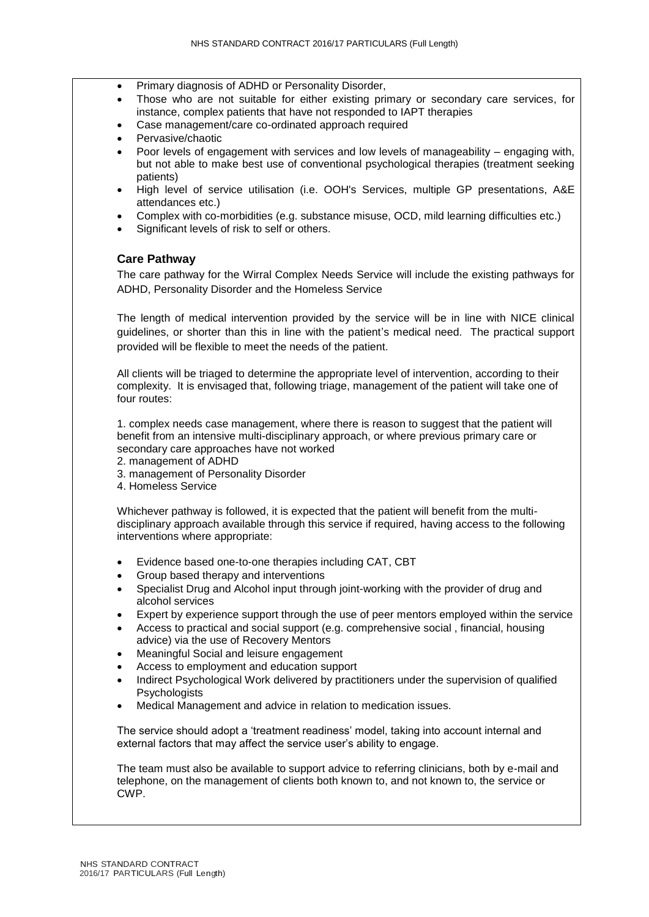- Primary diagnosis of ADHD or Personality Disorder,
- Those who are not suitable for either existing primary or secondary care services, for instance, complex patients that have not responded to IAPT therapies
- Case management/care co-ordinated approach required
- Pervasive/chaotic
- Poor levels of engagement with services and low levels of manageability – engaging with, but not able to make best use of conventional psychological therapies (treatment seeking patients)
- High level of service utilisation (i.e. OOH's Services, multiple GP presentations, A&E attendances etc.)
- Complex with co-morbidities (e.g. substance misuse, OCD, mild learning difficulties etc.)
- Significant levels of risk to self or others.

### Care Pathway

The care pathway for the Wirral Complex Needs Service will include the existing pathways for ADHD, Personality Disorder and the Homeless Service

The length of medical intervention provided by the service will be in line with NICE clinical guidelines, or shorter than this in line with the patient's medical need. The practical support provided will be flexible to meet the needs of the patient.

All clients will be triaged to determine the appropriate level of intervention, according to their complexity. It is envisaged that, following triage, management of the patient will take one of four routes:

1. complex needs case management, where there is reason to suggest that the patient will benefit from an intensive multi-disciplinary approach, or where previous primary care or secondary care approaches have not worked
2. management of ADHD
3. management of Personality Disorder
4. Homeless Service

Whichever pathway is followed, it is expected that the patient will benefit from the multi-disciplinary approach available through this service if required, having access to the following interventions where appropriate:

- Evidence based one-to-one therapies including CAT, CBT
- Group based therapy and interventions
- Specialist Drug and Alcohol input through joint-working with the provider of drug and alcohol services
- Expert by experience support through the use of peer mentors employed within the service
- Access to practical and social support (e.g. comprehensive social , financial, housing advice) via the use of Recovery Mentors
- Meaningful Social and leisure engagement
- Access to employment and education support
- Indirect Psychological Work delivered by practitioners under the supervision of qualified Psychologists
- Medical Management and advice in relation to medication issues.

The service should adopt a 'treatment readiness' model, taking into account internal and external factors that may affect the service user's ability to engage.

The team must also be available to support advice to referring clinicians, both by e-mail and telephone, on the management of clients both known to, and not known to, the service or CWP.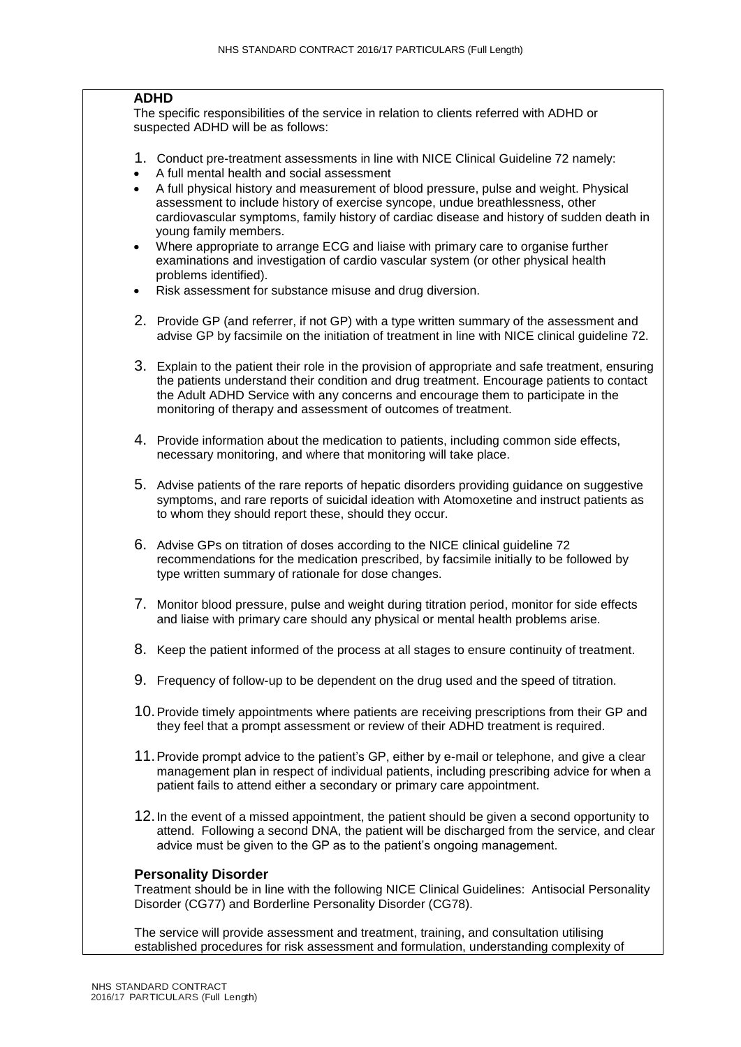### ADHD

The specific responsibilities of the service in relation to clients referred with ADHD or suspected ADHD will be as follows:

1. Conduct pre-treatment assessments in line with NICE Clinical Guideline 72 namely:
   - A full mental health and social assessment
   - A full physical history and measurement of blood pressure, pulse and weight. Physical assessment to include history of exercise syncope, undue breathlessness, other cardiovascular symptoms, family history of cardiac disease and history of sudden death in young family members.
   - Where appropriate to arrange ECG and liaise with primary care to organise further examinations and investigation of cardio vascular system (or other physical health problems identified).
   - Risk assessment for substance misuse and drug diversion.
2. Provide GP (and referrer, if not GP) with a type written summary of the assessment and advise GP by facsimile on the initiation of treatment in line with NICE clinical guideline 72.
3. Explain to the patient their role in the provision of appropriate and safe treatment, ensuring the patients understand their condition and drug treatment. Encourage patients to contact the Adult ADHD Service with any concerns and encourage them to participate in the monitoring of therapy and assessment of outcomes of treatment.
4. Provide information about the medication to patients, including common side effects, necessary monitoring, and where that monitoring will take place.
5. Advise patients of the rare reports of hepatic disorders providing guidance on suggestive symptoms, and rare reports of suicidal ideation with Atomoxetine and instruct patients as to whom they should report these, should they occur.
6. Advise GPs on titration of doses according to the NICE clinical guideline 72 recommendations for the medication prescribed, by facsimile initially to be followed by type written summary of rationale for dose changes.
7. Monitor blood pressure, pulse and weight during titration period, monitor for side effects and liaise with primary care should any physical or mental health problems arise.
8. Keep the patient informed of the process at all stages to ensure continuity of treatment.
9. Frequency of follow-up to be dependent on the drug used and the speed of titration.
10. Provide timely appointments where patients are receiving prescriptions from their GP and they feel that a prompt assessment or review of their ADHD treatment is required.
11. Provide prompt advice to the patient's GP, either by e-mail or telephone, and give a clear management plan in respect of individual patients, including prescribing advice for when a patient fails to attend either a secondary or primary care appointment.
12. In the event of a missed appointment, the patient should be given a second opportunity to attend. Following a second DNA, the patient will be discharged from the service, and clear advice must be given to the GP as to the patient's ongoing management.

### Personality Disorder

Treatment should be in line with the following NICE Clinical Guidelines: Antisocial Personality Disorder (CG77) and Borderline Personality Disorder (CG78).

The service will provide assessment and treatment, training, and consultation utilising established procedures for risk assessment and formulation, understanding complexity of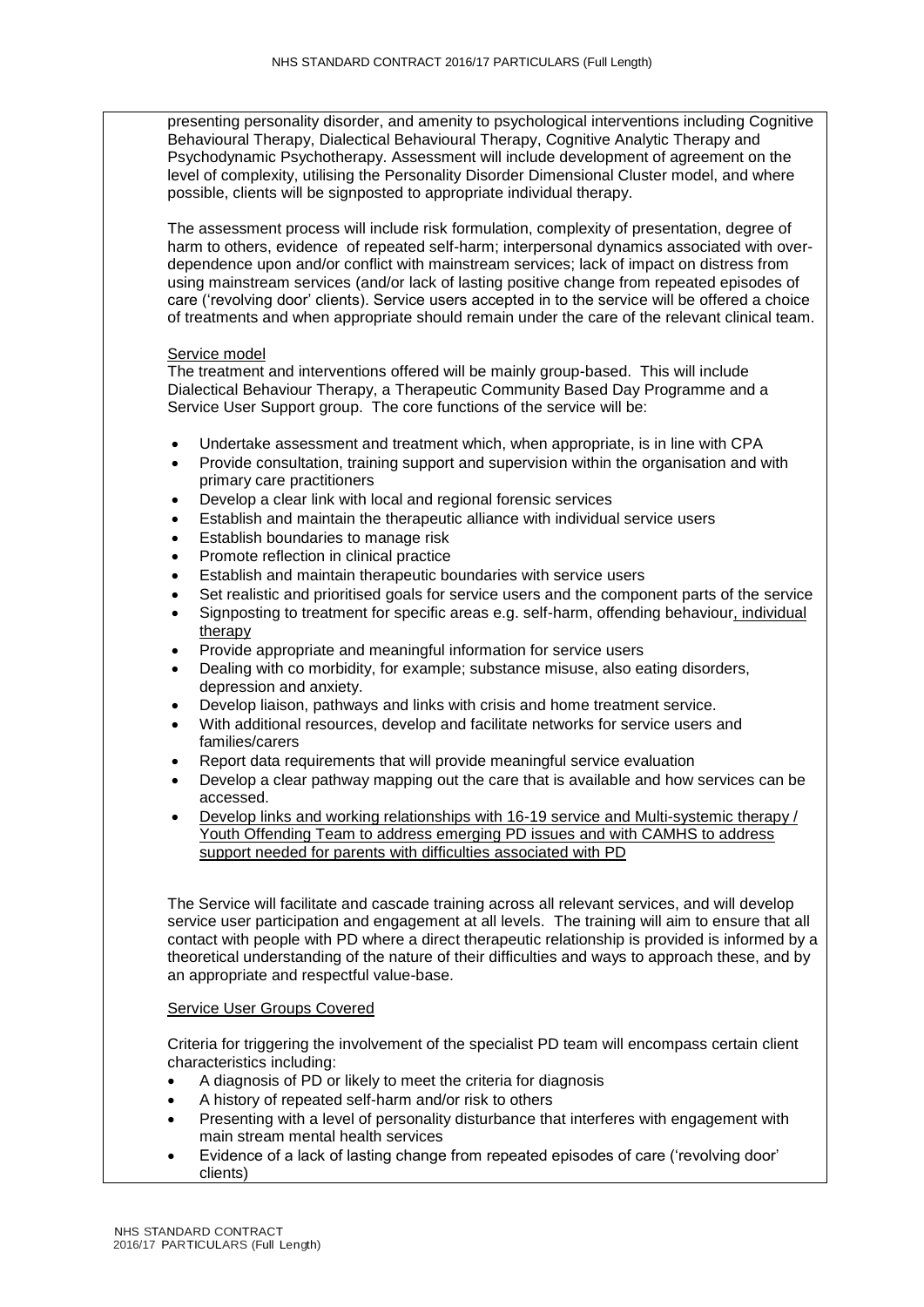presenting personality disorder, and amenity to psychological interventions including Cognitive Behavioural Therapy, Dialectical Behavioural Therapy, Cognitive Analytic Therapy and Psychodynamic Psychotherapy. Assessment will include development of agreement on the level of complexity, utilising the Personality Disorder Dimensional Cluster model, and where possible, clients will be signposted to appropriate individual therapy.

The assessment process will include risk formulation, complexity of presentation, degree of harm to others, evidence of repeated self-harm; interpersonal dynamics associated with over-dependence upon and/or conflict with mainstream services; lack of impact on distress from using mainstream services (and/or lack of lasting positive change from repeated episodes of care ('revolving door' clients). Service users accepted in to the service will be offered a choice of treatments and when appropriate should remain under the care of the relevant clinical team.

Service model

The treatment and interventions offered will be mainly group-based. This will include Dialectical Behaviour Therapy, a Therapeutic Community Based Day Programme and a Service User Support group. The core functions of the service will be:

- Undertake assessment and treatment which, when appropriate, is in line with CPA
- Provide consultation, training support and supervision within the organisation and with primary care practitioners
- Develop a clear link with local and regional forensic services
- Establish and maintain the therapeutic alliance with individual service users
- Establish boundaries to manage risk
- Promote reflection in clinical practice
- Establish and maintain therapeutic boundaries with service users
- Set realistic and prioritised goals for service users and the component parts of the service
- Signposting to treatment for specific areas e.g. self-harm, offending behaviour, individual therapy
- Provide appropriate and meaningful information for service users
- Dealing with co morbidity, for example; substance misuse, also eating disorders, depression and anxiety.
- Develop liaison, pathways and links with crisis and home treatment service.
- With additional resources, develop and facilitate networks for service users and families/carers
- Report data requirements that will provide meaningful service evaluation
- Develop a clear pathway mapping out the care that is available and how services can be accessed.
- Develop links and working relationships with 16-19 service and Multi-systemic therapy / Youth Offending Team to address emerging PD issues and with CAMHS to address support needed for parents with difficulties associated with PD

The Service will facilitate and cascade training across all relevant services, and will develop service user participation and engagement at all levels. The training will aim to ensure that all contact with people with PD where a direct therapeutic relationship is provided is informed by a theoretical understanding of the nature of their difficulties and ways to approach these, and by an appropriate and respectful value-base.

Service User Groups Covered

Criteria for triggering the involvement of the specialist PD team will encompass certain client characteristics including:

- A diagnosis of PD or likely to meet the criteria for diagnosis
- A history of repeated self-harm and/or risk to others
- Presenting with a level of personality disturbance that interferes with engagement with main stream mental health services
- Evidence of a lack of lasting change from repeated episodes of care ('revolving door' clients)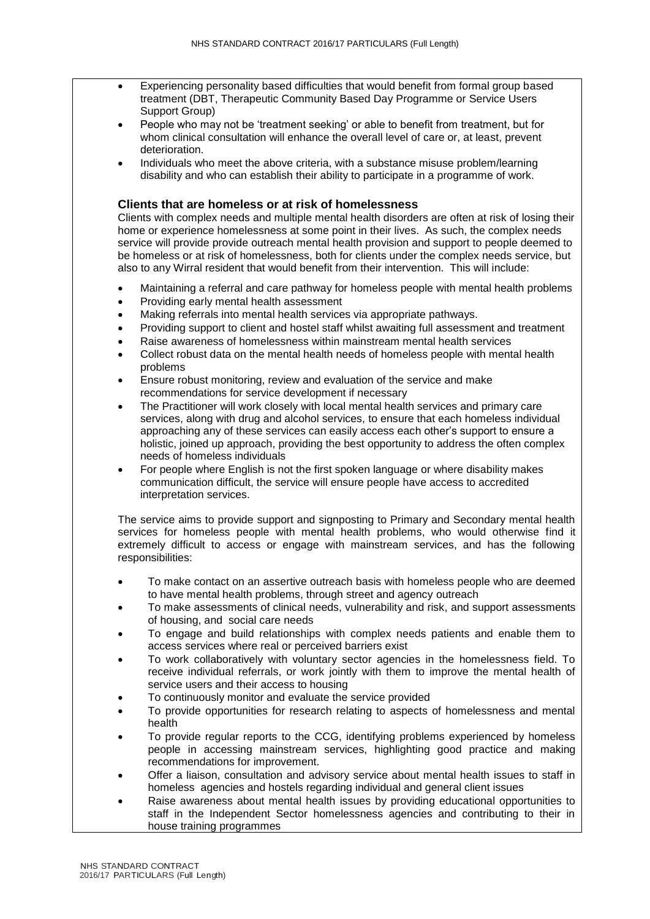- Experiencing personality based difficulties that would benefit from formal group based treatment (DBT, Therapeutic Community Based Day Programme or Service Users Support Group)
- People who may not be 'treatment seeking' or able to benefit from treatment, but for whom clinical consultation will enhance the overall level of care or, at least, prevent deterioration.
- Individuals who meet the above criteria, with a substance misuse problem/learning disability and who can establish their ability to participate in a programme of work.

### Clients that are homeless or at risk of homelessness

Clients with complex needs and multiple mental health disorders are often at risk of losing their home or experience homelessness at some point in their lives. As such, the complex needs service will provide provide outreach mental health provision and support to people deemed to be homeless or at risk of homelessness, both for clients under the complex needs service, but also to any Wirral resident that would benefit from their intervention. This will include:

- Maintaining a referral and care pathway for homeless people with mental health problems
- Providing early mental health assessment
- Making referrals into mental health services via appropriate pathways.
- Providing support to client and hostel staff whilst awaiting full assessment and treatment
- Raise awareness of homelessness within mainstream mental health services
- Collect robust data on the mental health needs of homeless people with mental health problems
- Ensure robust monitoring, review and evaluation of the service and make recommendations for service development if necessary
- The Practitioner will work closely with local mental health services and primary care services, along with drug and alcohol services, to ensure that each homeless individual approaching any of these services can easily access each other's support to ensure a holistic, joined up approach, providing the best opportunity to address the often complex needs of homeless individuals
- For people where English is not the first spoken language or where disability makes communication difficult, the service will ensure people have access to accredited interpretation services.

The service aims to provide support and signposting to Primary and Secondary mental health services for homeless people with mental health problems, who would otherwise find it extremely difficult to access or engage with mainstream services, and has the following responsibilities:

- To make contact on an assertive outreach basis with homeless people who are deemed to have mental health problems, through street and agency outreach
- To make assessments of clinical needs, vulnerability and risk, and support assessments of housing, and social care needs
- To engage and build relationships with complex needs patients and enable them to access services where real or perceived barriers exist
- To work collaboratively with voluntary sector agencies in the homelessness field. To receive individual referrals, or work jointly with them to improve the mental health of service users and their access to housing
- To continuously monitor and evaluate the service provided
- To provide opportunities for research relating to aspects of homelessness and mental health
- To provide regular reports to the CCG, identifying problems experienced by homeless people in accessing mainstream services, highlighting good practice and making recommendations for improvement.
- Offer a liaison, consultation and advisory service about mental health issues to staff in homeless agencies and hostels regarding individual and general client issues
- Raise awareness about mental health issues by providing educational opportunities to staff in the Independent Sector homelessness agencies and contributing to their in house training programmes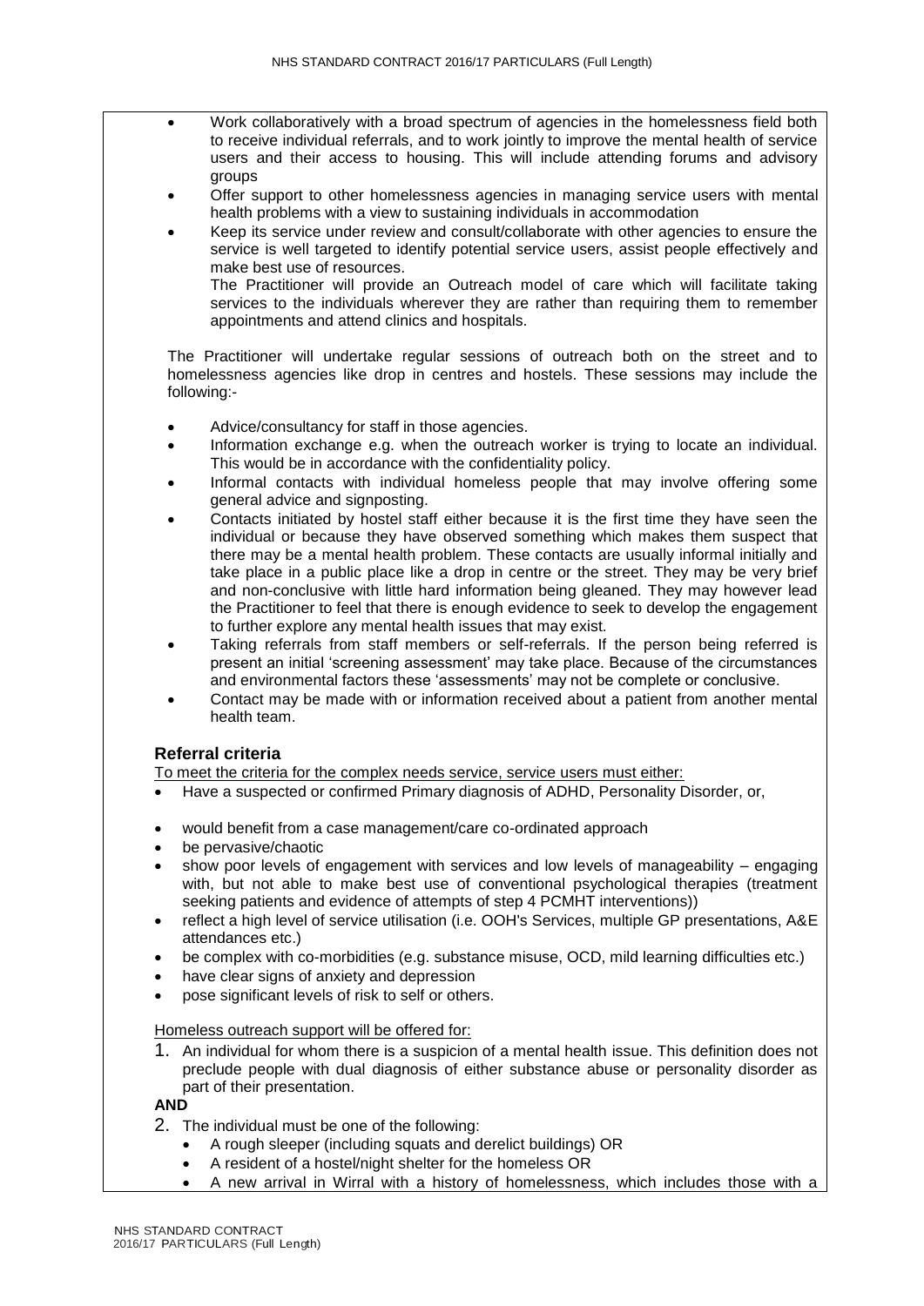- Work collaboratively with a broad spectrum of agencies in the homelessness field both to receive individual referrals, and to work jointly to improve the mental health of service users and their access to housing. This will include attending forums and advisory groups
- Offer support to other homelessness agencies in managing service users with mental health problems with a view to sustaining individuals in accommodation
- Keep its service under review and consult/collaborate with other agencies to ensure the service is well targeted to identify potential service users, assist people effectively and make best use of resources.

  The Practitioner will provide an Outreach model of care which will facilitate taking services to the individuals wherever they are rather than requiring them to remember appointments and attend clinics and hospitals.

The Practitioner will undertake regular sessions of outreach both on the street and to homelessness agencies like drop in centres and hostels. These sessions may include the following:-

- Advice/consultancy for staff in those agencies.
- Information exchange e.g. when the outreach worker is trying to locate an individual. This would be in accordance with the confidentiality policy.
- Informal contacts with individual homeless people that may involve offering some general advice and signposting.
- Contacts initiated by hostel staff either because it is the first time they have seen the individual or because they have observed something which makes them suspect that there may be a mental health problem. These contacts are usually informal initially and take place in a public place like a drop in centre or the street. They may be very brief and non-conclusive with little hard information being gleaned. They may however lead the Practitioner to feel that there is enough evidence to seek to develop the engagement to further explore any mental health issues that may exist.
- Taking referrals from staff members or self-referrals. If the person being referred is present an initial 'screening assessment' may take place. Because of the circumstances and environmental factors these 'assessments' may not be complete or conclusive.
- Contact may be made with or information received about a patient from another mental health team.

### Referral criteria

To meet the criteria for the complex needs service, service users must either:

- Have a suspected or confirmed Primary diagnosis of ADHD, Personality Disorder, or,
- would benefit from a case management/care co-ordinated approach
- be pervasive/chaotic
- show poor levels of engagement with services and low levels of manageability – engaging with, but not able to make best use of conventional psychological therapies (treatment seeking patients and evidence of attempts of step 4 PCMHT interventions))
- reflect a high level of service utilisation (i.e. OOH's Services, multiple GP presentations, A&E attendances etc.)
- be complex with co-morbidities (e.g. substance misuse, OCD, mild learning difficulties etc.)
- have clear signs of anxiety and depression
- pose significant levels of risk to self or others.

Homeless outreach support will be offered for:

1. An individual for whom there is a suspicion of a mental health issue. This definition does not preclude people with dual diagnosis of either substance abuse or personality disorder as part of their presentation.

**AND**

2. The individual must be one of the following:
   - A rough sleeper (including squats and derelict buildings) OR
   - A resident of a hostel/night shelter for the homeless OR
   - A new arrival in Wirral with a history of homelessness, which includes those with a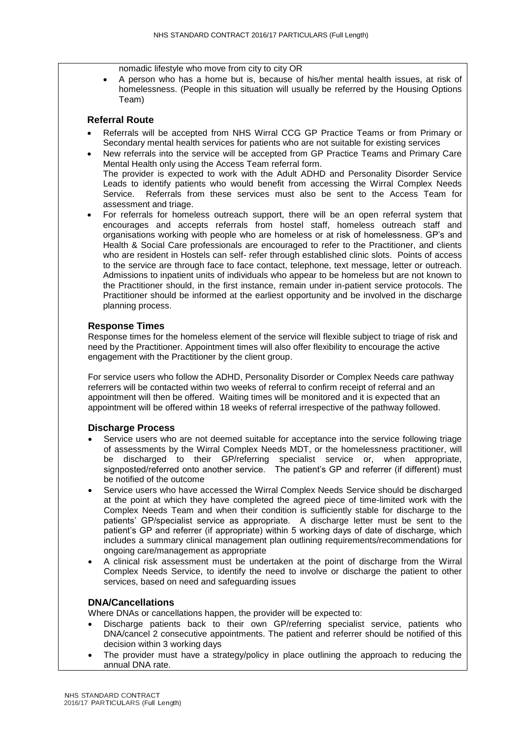nomadic lifestyle who move from city to city OR

- A person who has a home but is, because of his/her mental health issues, at risk of homelessness. (People in this situation will usually be referred by the Housing Options Team)

### Referral Route

- Referrals will be accepted from NHS Wirral CCG GP Practice Teams or from Primary or Secondary mental health services for patients who are not suitable for existing services
- New referrals into the service will be accepted from GP Practice Teams and Primary Care Mental Health only using the Access Team referral form.
  The provider is expected to work with the Adult ADHD and Personality Disorder Service Leads to identify patients who would benefit from accessing the Wirral Complex Needs Service. Referrals from these services must also be sent to the Access Team for assessment and triage.
- For referrals for homeless outreach support, there will be an open referral system that encourages and accepts referrals from hostel staff, homeless outreach staff and organisations working with people who are homeless or at risk of homelessness. GP's and Health & Social Care professionals are encouraged to refer to the Practitioner, and clients who are resident in Hostels can self- refer through established clinic slots. Points of access to the service are through face to face contact, telephone, text message, letter or outreach. Admissions to inpatient units of individuals who appear to be homeless but are not known to the Practitioner should, in the first instance, remain under in-patient service protocols. The Practitioner should be informed at the earliest opportunity and be involved in the discharge planning process.

### Response Times

Response times for the homeless element of the service will flexible subject to triage of risk and need by the Practitioner. Appointment times will also offer flexibility to encourage the active engagement with the Practitioner by the client group.

For service users who follow the ADHD, Personality Disorder or Complex Needs care pathway referrers will be contacted within two weeks of referral to confirm receipt of referral and an appointment will then be offered. Waiting times will be monitored and it is expected that an appointment will be offered within 18 weeks of referral irrespective of the pathway followed.

### Discharge Process

- Service users who are not deemed suitable for acceptance into the service following triage of assessments by the Wirral Complex Needs MDT, or the homelessness practitioner, will be discharged to their GP/referring specialist service or, when appropriate, signposted/referred onto another service. The patient's GP and referrer (if different) must be notified of the outcome
- Service users who have accessed the Wirral Complex Needs Service should be discharged at the point at which they have completed the agreed piece of time-limited work with the Complex Needs Team and when their condition is sufficiently stable for discharge to the patients' GP/specialist service as appropriate. A discharge letter must be sent to the patient's GP and referrer (if appropriate) within 5 working days of date of discharge, which includes a summary clinical management plan outlining requirements/recommendations for ongoing care/management as appropriate
- A clinical risk assessment must be undertaken at the point of discharge from the Wirral Complex Needs Service, to identify the need to involve or discharge the patient to other services, based on need and safeguarding issues

### DNA/Cancellations

Where DNAs or cancellations happen, the provider will be expected to:

- Discharge patients back to their own GP/referring specialist service, patients who DNA/cancel 2 consecutive appointments. The patient and referrer should be notified of this decision within 3 working days
- The provider must have a strategy/policy in place outlining the approach to reducing the annual DNA rate.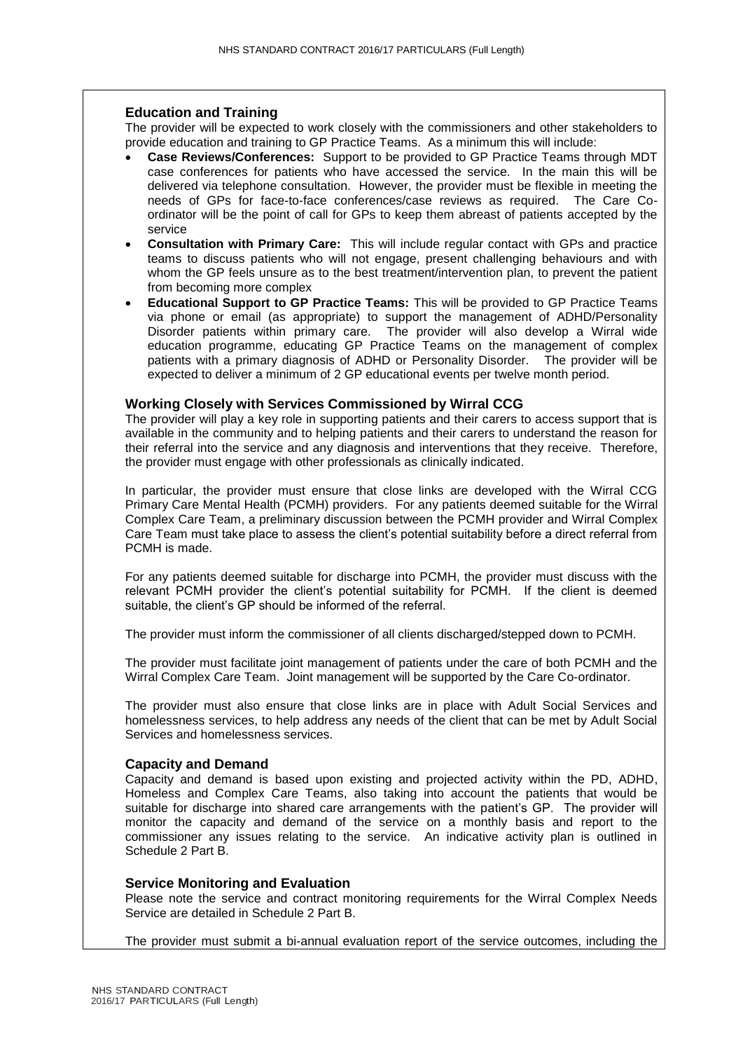### Education and Training

The provider will be expected to work closely with the commissioners and other stakeholders to provide education and training to GP Practice Teams. As a minimum this will include:

- **Case Reviews/Conferences:** Support to be provided to GP Practice Teams through MDT case conferences for patients who have accessed the service. In the main this will be delivered via telephone consultation. However, the provider must be flexible in meeting the needs of GPs for face-to-face conferences/case reviews as required. The Care Co-ordinator will be the point of call for GPs to keep them abreast of patients accepted by the service
- **Consultation with Primary Care:** This will include regular contact with GPs and practice teams to discuss patients who will not engage, present challenging behaviours and with whom the GP feels unsure as to the best treatment/intervention plan, to prevent the patient from becoming more complex
- **Educational Support to GP Practice Teams:** This will be provided to GP Practice Teams via phone or email (as appropriate) to support the management of ADHD/Personality Disorder patients within primary care. The provider will also develop a Wirral wide education programme, educating GP Practice Teams on the management of complex patients with a primary diagnosis of ADHD or Personality Disorder. The provider will be expected to deliver a minimum of 2 GP educational events per twelve month period.

### Working Closely with Services Commissioned by Wirral CCG

The provider will play a key role in supporting patients and their carers to access support that is available in the community and to helping patients and their carers to understand the reason for their referral into the service and any diagnosis and interventions that they receive. Therefore, the provider must engage with other professionals as clinically indicated.

In particular, the provider must ensure that close links are developed with the Wirral CCG Primary Care Mental Health (PCMH) providers. For any patients deemed suitable for the Wirral Complex Care Team, a preliminary discussion between the PCMH provider and Wirral Complex Care Team must take place to assess the client's potential suitability before a direct referral from PCMH is made.

For any patients deemed suitable for discharge into PCMH, the provider must discuss with the relevant PCMH provider the client's potential suitability for PCMH. If the client is deemed suitable, the client's GP should be informed of the referral.

The provider must inform the commissioner of all clients discharged/stepped down to PCMH.

The provider must facilitate joint management of patients under the care of both PCMH and the Wirral Complex Care Team. Joint management will be supported by the Care Co-ordinator.

The provider must also ensure that close links are in place with Adult Social Services and homelessness services, to help address any needs of the client that can be met by Adult Social Services and homelessness services.

### Capacity and Demand

Capacity and demand is based upon existing and projected activity within the PD, ADHD, Homeless and Complex Care Teams, also taking into account the patients that would be suitable for discharge into shared care arrangements with the patient's GP. The provider will monitor the capacity and demand of the service on a monthly basis and report to the commissioner any issues relating to the service. An indicative activity plan is outlined in Schedule 2 Part B.

### Service Monitoring and Evaluation

Please note the service and contract monitoring requirements for the Wirral Complex Needs Service are detailed in Schedule 2 Part B.

The provider must submit a bi-annual evaluation report of the service outcomes, including the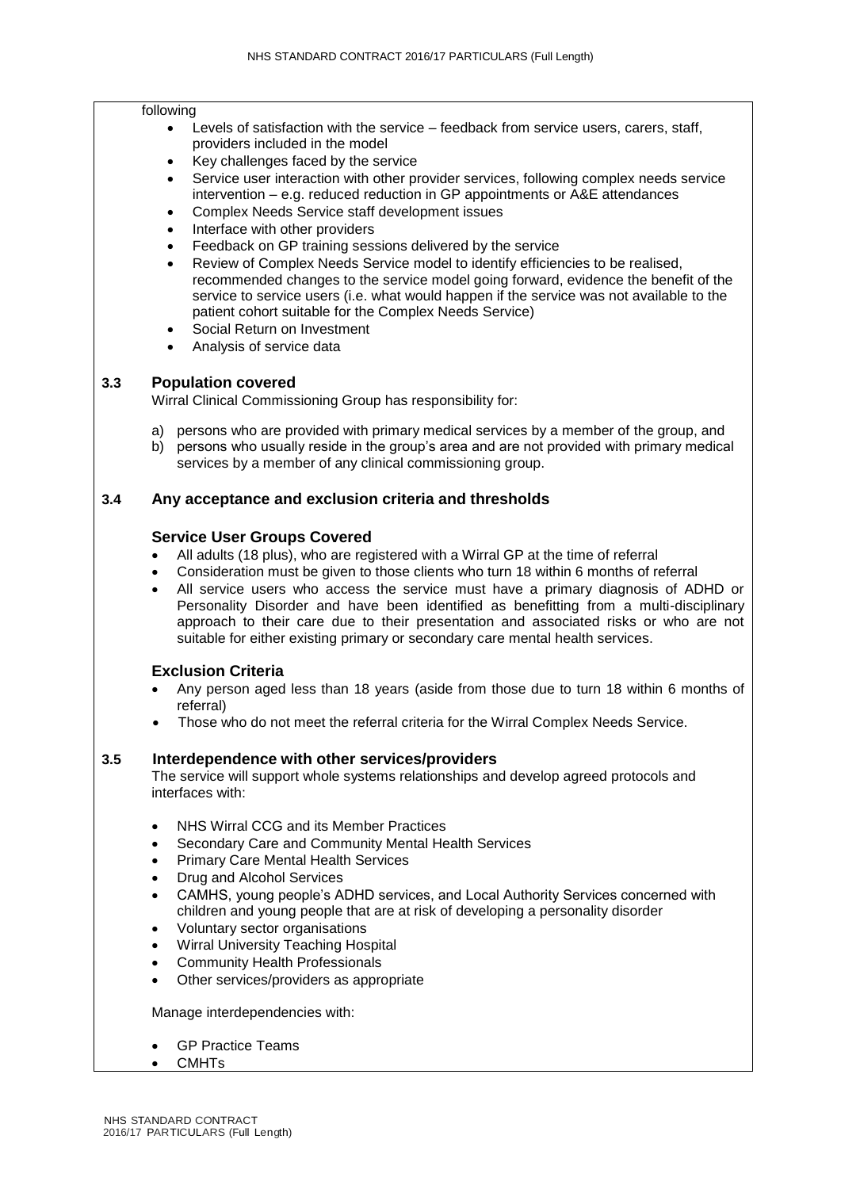following

- Levels of satisfaction with the service – feedback from service users, carers, staff, providers included in the model
- Key challenges faced by the service
- Service user interaction with other provider services, following complex needs service intervention – e.g. reduced reduction in GP appointments or A&E attendances
- Complex Needs Service staff development issues
- Interface with other providers
- Feedback on GP training sessions delivered by the service
- Review of Complex Needs Service model to identify efficiencies to be realised, recommended changes to the service model going forward, evidence the benefit of the service to service users (i.e. what would happen if the service was not available to the patient cohort suitable for the Complex Needs Service)
- Social Return on Investment
- Analysis of service data

### 3.3 Population covered

Wirral Clinical Commissioning Group has responsibility for:

a) persons who are provided with primary medical services by a member of the group, and
b) persons who usually reside in the group's area and are not provided with primary medical services by a member of any clinical commissioning group.

### 3.4 Any acceptance and exclusion criteria and thresholds

#### Service User Groups Covered

- All adults (18 plus), who are registered with a Wirral GP at the time of referral
- Consideration must be given to those clients who turn 18 within 6 months of referral
- All service users who access the service must have a primary diagnosis of ADHD or Personality Disorder and have been identified as benefitting from a multi-disciplinary approach to their care due to their presentation and associated risks or who are not suitable for either existing primary or secondary care mental health services.

#### Exclusion Criteria

- Any person aged less than 18 years (aside from those due to turn 18 within 6 months of referral)
- Those who do not meet the referral criteria for the Wirral Complex Needs Service.

### 3.5 Interdependence with other services/providers

The service will support whole systems relationships and develop agreed protocols and interfaces with:

- NHS Wirral CCG and its Member Practices
- Secondary Care and Community Mental Health Services
- Primary Care Mental Health Services
- Drug and Alcohol Services
- CAMHS, young people's ADHD services, and Local Authority Services concerned with children and young people that are at risk of developing a personality disorder
- Voluntary sector organisations
- Wirral University Teaching Hospital
- Community Health Professionals
- Other services/providers as appropriate

Manage interdependencies with:

- GP Practice Teams
- CMHTs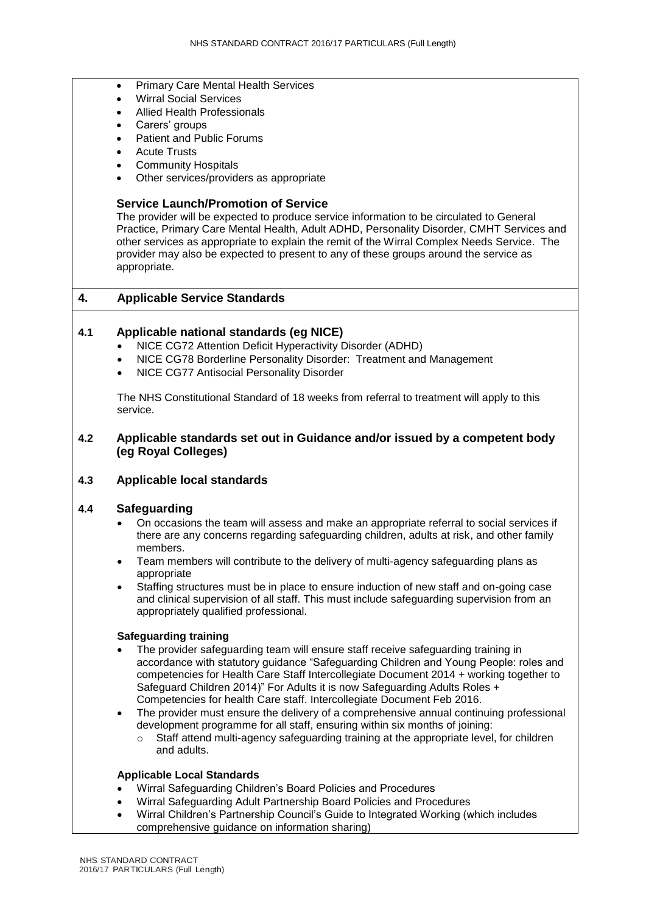- Primary Care Mental Health Services
- Wirral Social Services
- Allied Health Professionals
- Carers' groups
- Patient and Public Forums
- Acute Trusts
- Community Hospitals
- Other services/providers as appropriate

**Service Launch/Promotion of Service**

The provider will be expected to produce service information to be circulated to General Practice, Primary Care Mental Health, Adult ADHD, Personality Disorder, CMHT Services and other services as appropriate to explain the remit of the Wirral Complex Needs Service. The provider may also be expected to present to any of these groups around the service as appropriate.

## 4. Applicable Service Standards

### 4.1 Applicable national standards (eg NICE)

- NICE CG72 Attention Deficit Hyperactivity Disorder (ADHD)
- NICE CG78 Borderline Personality Disorder: Treatment and Management
- NICE CG77 Antisocial Personality Disorder

The NHS Constitutional Standard of 18 weeks from referral to treatment will apply to this service.

### 4.2 Applicable standards set out in Guidance and/or issued by a competent body (eg Royal Colleges)

### 4.3 Applicable local standards

### 4.4 Safeguarding

- On occasions the team will assess and make an appropriate referral to social services if there are any concerns regarding safeguarding children, adults at risk, and other family members.
- Team members will contribute to the delivery of multi-agency safeguarding plans as appropriate
- Staffing structures must be in place to ensure induction of new staff and on-going case and clinical supervision of all staff. This must include safeguarding supervision from an appropriately qualified professional.

**Safeguarding training**

- The provider safeguarding team will ensure staff receive safeguarding training in accordance with statutory guidance "Safeguarding Children and Young People: roles and competencies for Health Care Staff Intercollegiate Document 2014 + working together to Safeguard Children 2014)" For Adults it is now Safeguarding Adults Roles + Competencies for health Care staff. Intercollegiate Document Feb 2016.
- The provider must ensure the delivery of a comprehensive annual continuing professional development programme for all staff, ensuring within six months of joining:
  - Staff attend multi-agency safeguarding training at the appropriate level, for children and adults.

**Applicable Local Standards**

- Wirral Safeguarding Children's Board Policies and Procedures
- Wirral Safeguarding Adult Partnership Board Policies and Procedures
- Wirral Children's Partnership Council's Guide to Integrated Working (which includes comprehensive guidance on information sharing)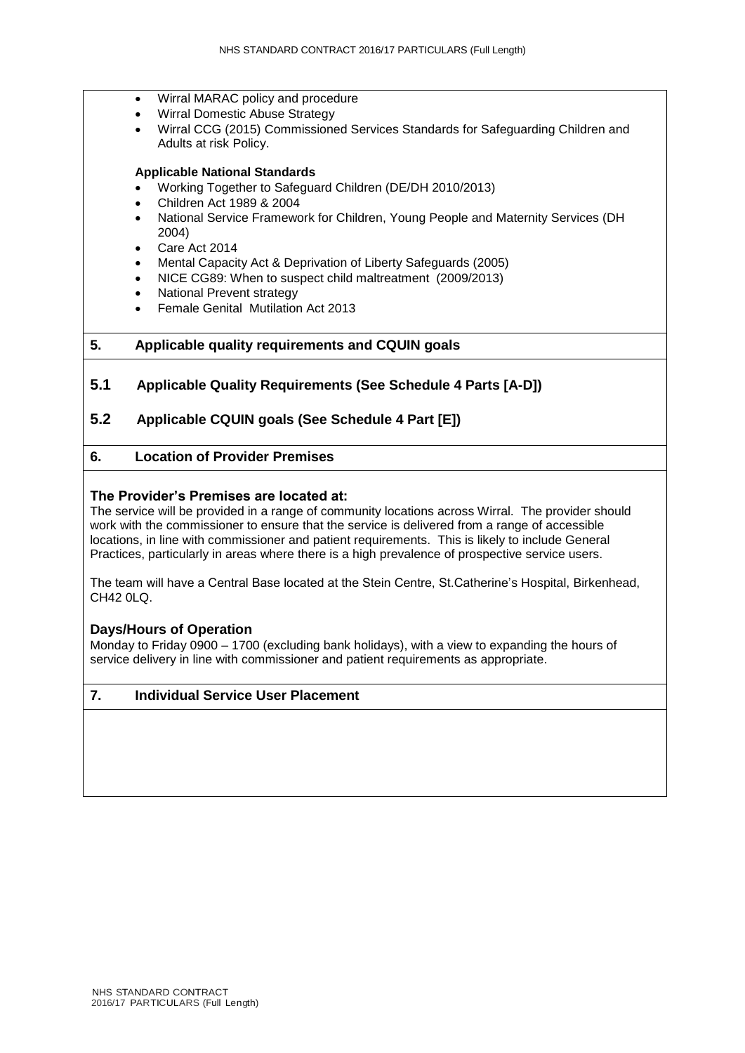- Wirral MARAC policy and procedure
- Wirral Domestic Abuse Strategy
- Wirral CCG (2015) Commissioned Services Standards for Safeguarding Children and Adults at risk Policy.

**Applicable National Standards**

- Working Together to Safeguard Children (DE/DH 2010/2013)
- Children Act 1989 & 2004
- National Service Framework for Children, Young People and Maternity Services (DH 2004)
- Care Act 2014
- Mental Capacity Act & Deprivation of Liberty Safeguards (2005)
- NICE CG89: When to suspect child maltreatment (2009/2013)
- National Prevent strategy
- Female Genital Mutilation Act 2013

## 5. Applicable quality requirements and CQUIN goals

### 5.1 Applicable Quality Requirements (See Schedule 4 Parts [A-D])

### 5.2 Applicable CQUIN goals (See Schedule 4 Part [E])

## 6. Location of Provider Premises

### The Provider's Premises are located at:

The service will be provided in a range of community locations across Wirral. The provider should work with the commissioner to ensure that the service is delivered from a range of accessible locations, in line with commissioner and patient requirements. This is likely to include General Practices, particularly in areas where there is a high prevalence of prospective service users.

The team will have a Central Base located at the Stein Centre, St.Catherine's Hospital, Birkenhead, CH42 0LQ.

### Days/Hours of Operation

Monday to Friday 0900 – 1700 (excluding bank holidays), with a view to expanding the hours of service delivery in line with commissioner and patient requirements as appropriate.

## 7. Individual Service User Placement